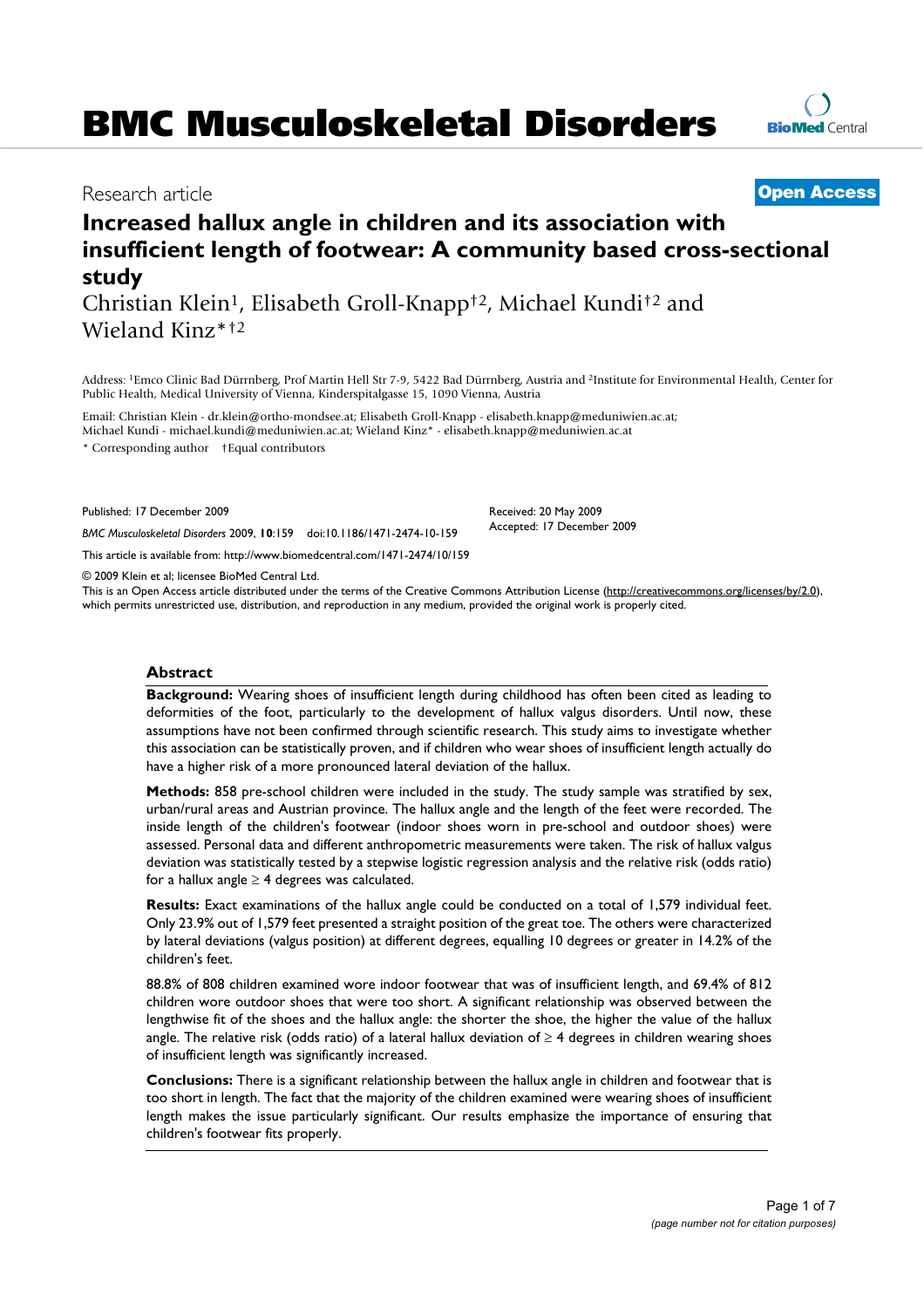BMC Musculoskeletal Disorders

Research article

**Open Access**

# Increased hallux angle in children and its association with insufficient length of footwear: A community based cross-sectional study

Christian Klein[1], Elisabeth Groll-Knapp[†2], Michael Kundi[†2] and Wieland Kinz*[†2]

Address: [1]Emco Clinic Bad Dürrnberg, Prof Martin Hell Str 7-9, 5422 Bad Dürrnberg, Austria and [2]Institute for Environmental Health, Center for Public Health, Medical University of Vienna, Kinderspitalgasse 15, 1090 Vienna, Austria

Email: Christian Klein - dr.klein@ortho-mondsee.at; Elisabeth Groll-Knapp - elisabeth.knapp@meduniwien.ac.at; Michael Kundi - michael.kundi@meduniwien.ac.at; Wieland Kinz* - elisabeth.knapp@meduniwien.ac.at

\* Corresponding author †Equal contributors

Published: 17 December 2009

*BMC Musculoskeletal Disorders* 2009, **10**:159 doi:10.1186/1471-2474-10-159

Received: 20 May 2009
Accepted: 17 December 2009

This article is available from: http://www.biomedcentral.com/1471-2474/10/159

© 2009 Klein et al; licensee BioMed Central Ltd.

This is an Open Access article distributed under the terms of the Creative Commons Attribution License (http://creativecommons.org/licenses/by/2.0), which permits unrestricted use, distribution, and reproduction in any medium, provided the original work is properly cited.

## Abstract

**Background:** Wearing shoes of insufficient length during childhood has often been cited as leading to deformities of the foot, particularly to the development of hallux valgus disorders. Until now, these assumptions have not been confirmed through scientific research. This study aims to investigate whether this association can be statistically proven, and if children who wear shoes of insufficient length actually do have a higher risk of a more pronounced lateral deviation of the hallux.

**Methods:** 858 pre-school children were included in the study. The study sample was stratified by sex, urban/rural areas and Austrian province. The hallux angle and the length of the feet were recorded. The inside length of the children's footwear (indoor shoes worn in pre-school and outdoor shoes) were assessed. Personal data and different anthropometric measurements were taken. The risk of hallux valgus deviation was statistically tested by a stepwise logistic regression analysis and the relative risk (odds ratio) for a hallux angle ≥ 4 degrees was calculated.

**Results:** Exact examinations of the hallux angle could be conducted on a total of 1,579 individual feet. Only 23.9% out of 1,579 feet presented a straight position of the great toe. The others were characterized by lateral deviations (valgus position) at different degrees, equalling 10 degrees or greater in 14.2% of the children's feet.

88.8% of 808 children examined wore indoor footwear that was of insufficient length, and 69.4% of 812 children wore outdoor shoes that were too short. A significant relationship was observed between the lengthwise fit of the shoes and the hallux angle: the shorter the shoe, the higher the value of the hallux angle. The relative risk (odds ratio) of a lateral hallux deviation of ≥ 4 degrees in children wearing shoes of insufficient length was significantly increased.

**Conclusions:** There is a significant relationship between the hallux angle in children and footwear that is too short in length. The fact that the majority of the children examined were wearing shoes of insufficient length makes the issue particularly significant. Our results emphasize the importance of ensuring that children's footwear fits properly.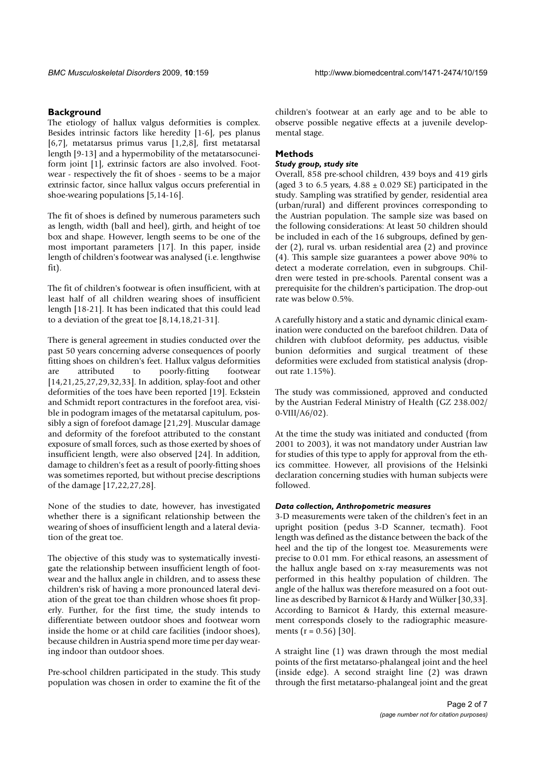## Background

The etiology of hallux valgus deformities is complex. Besides intrinsic factors like heredity [1-6], pes planus [6,7], metatarsus primus varus [1,2,8], first metatarsal length [9-13] and a hypermobility of the metatarsocuneiform joint [1], extrinsic factors are also involved. Footwear - respectively the fit of shoes - seems to be a major extrinsic factor, since hallux valgus occurs preferential in shoe-wearing populations [5,14-16].

The fit of shoes is defined by numerous parameters such as length, width (ball and heel), girth, and height of toe box and shape. However, length seems to be one of the most important parameters [17]. In this paper, inside length of children's footwear was analysed (i.e. lengthwise fit).

The fit of children's footwear is often insufficient, with at least half of all children wearing shoes of insufficient length [18-21]. It has been indicated that this could lead to a deviation of the great toe [8,14,18,21-31].

There is general agreement in studies conducted over the past 50 years concerning adverse consequences of poorly fitting shoes on children's feet. Hallux valgus deformities are attributed to poorly-fitting footwear [14,21,25,27,29,32,33]. In addition, splay-foot and other deformities of the toes have been reported [19]. Eckstein and Schmidt report contractures in the forefoot area, visible in podogram images of the metatarsal capitulum, possibly a sign of forefoot damage [21,29]. Muscular damage and deformity of the forefoot attributed to the constant exposure of small forces, such as those exerted by shoes of insufficient length, were also observed [24]. In addition, damage to children's feet as a result of poorly-fitting shoes was sometimes reported, but without precise descriptions of the damage [17,22,27,28].

None of the studies to date, however, has investigated whether there is a significant relationship between the wearing of shoes of insufficient length and a lateral deviation of the great toe.

The objective of this study was to systematically investigate the relationship between insufficient length of footwear and the hallux angle in children, and to assess these children's risk of having a more pronounced lateral deviation of the great toe than children whose shoes fit properly. Further, for the first time, the study intends to differentiate between outdoor shoes and footwear worn inside the home or at child care facilities (indoor shoes), because children in Austria spend more time per day wearing indoor than outdoor shoes.

Pre-school children participated in the study. This study population was chosen in order to examine the fit of the children's footwear at an early age and to be able to observe possible negative effects at a juvenile developmental stage.

## Methods

### *Study group, study site*

Overall, 858 pre-school children, 439 boys and 419 girls (aged 3 to 6.5 years, $4.88 \pm 0.029$ SE) participated in the study. Sampling was stratified by gender, residential area (urban/rural) and different provinces corresponding to the Austrian population. The sample size was based on the following considerations: At least 50 children should be included in each of the 16 subgroups, defined by gender (2), rural vs. urban residential area (2) and province (4). This sample size guarantees a power above 90% to detect a moderate correlation, even in subgroups. Children were tested in pre-schools. Parental consent was a prerequisite for the children's participation. The drop-out rate was below 0.5%.

A carefully history and a static and dynamic clinical examination were conducted on the barefoot children. Data of children with clubfoot deformity, pes adductus, visible bunion deformities and surgical treatment of these deformities were excluded from statistical analysis (drop-out rate 1.15%).

The study was commissioned, approved and conducted by the Austrian Federal Ministry of Health (GZ 238.002/0-VIII/A6/02).

At the time the study was initiated and conducted (from 2001 to 2003), it was not mandatory under Austrian law for studies of this type to apply for approval from the ethics committee. However, all provisions of the Helsinki declaration concerning studies with human subjects were followed.

### *Data collection, Anthropometric measures*

3-D measurements were taken of the children's feet in an upright position (pedus 3-D Scanner, tecmath). Foot length was defined as the distance between the back of the heel and the tip of the longest toe. Measurements were precise to 0.01 mm. For ethical reasons, an assessment of the hallux angle based on x-ray measurements was not performed in this healthy population of children. The angle of the hallux was therefore measured on a foot outline as described by Barnicot & Hardy and Wülker [30,33]. According to Barnicot & Hardy, this external measurement corresponds closely to the radiographic measurements ($r = 0.56$) [30].

A straight line (1) was drawn through the most medial points of the first metatarso-phalangeal joint and the heel (inside edge). A second straight line (2) was drawn through the first metatarso-phalangeal joint and the great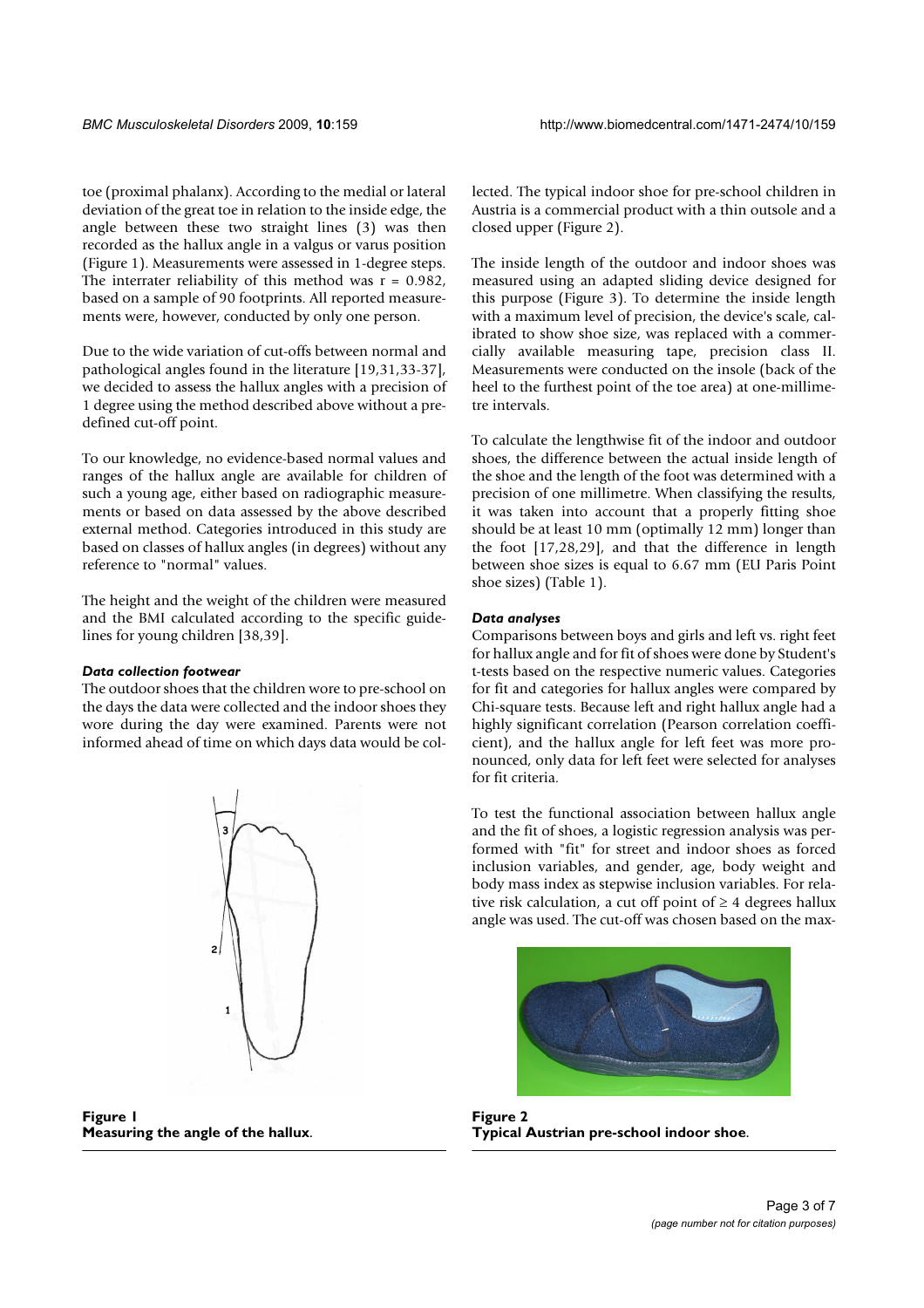toe (proximal phalanx). According to the medial or lateral deviation of the great toe in relation to the inside edge, the angle between these two straight lines (3) was then recorded as the hallux angle in a valgus or varus position (Figure 1). Measurements were assessed in 1-degree steps. The interrater reliability of this method was r = 0.982, based on a sample of 90 footprints. All reported measurements were, however, conducted by only one person.

Due to the wide variation of cut-offs between normal and pathological angles found in the literature [19,31,33-37], we decided to assess the hallux angles with a precision of 1 degree using the method described above without a predefined cut-off point.

To our knowledge, no evidence-based normal values and ranges of the hallux angle are available for children of such a young age, either based on radiographic measurements or based on data assessed by the above described external method. Categories introduced in this study are based on classes of hallux angles (in degrees) without any reference to "normal" values.

The height and the weight of the children were measured and the BMI calculated according to the specific guidelines for young children [38,39].

#### *Data collection footwear*

The outdoor shoes that the children wore to pre-school on the days the data were collected and the indoor shoes they wore during the day were examined. Parents were not informed ahead of time on which days data would be collected. The typical indoor shoe for pre-school children in Austria is a commercial product with a thin outsole and a closed upper (Figure 2).

**Figure 1**
**Measuring the angle of the hallux.**

The inside length of the outdoor and indoor shoes was measured using an adapted sliding device designed for this purpose (Figure 3). To determine the inside length with a maximum level of precision, the device's scale, calibrated to show shoe size, was replaced with a commercially available measuring tape, precision class II. Measurements were conducted on the insole (back of the heel to the furthest point of the toe area) at one-millimetre intervals.

To calculate the lengthwise fit of the indoor and outdoor shoes, the difference between the actual inside length of the shoe and the length of the foot was determined with a precision of one millimetre. When classifying the results, it was taken into account that a properly fitting shoe should be at least 10 mm (optimally 12 mm) longer than the foot [17,28,29], and that the difference in length between shoe sizes is equal to 6.67 mm (EU Paris Point shoe sizes) (Table 1).

#### *Data analyses*

Comparisons between boys and girls and left vs. right feet for hallux angle and for fit of shoes were done by Student's t-tests based on the respective numeric values. Categories for fit and categories for hallux angles were compared by Chi-square tests. Because left and right hallux angle had a highly significant correlation (Pearson correlation coefficient), and the hallux angle for left feet was more pronounced, only data for left feet were selected for analyses for fit criteria.

To test the functional association between hallux angle and the fit of shoes, a logistic regression analysis was performed with "fit" for street and indoor shoes as forced inclusion variables, and gender, age, body weight and body mass index as stepwise inclusion variables. For relative risk calculation, a cut off point of ≥ 4 degrees hallux angle was used. The cut-off was chosen based on the max-

**Figure 2**
**Typical Austrian pre-school indoor shoe.**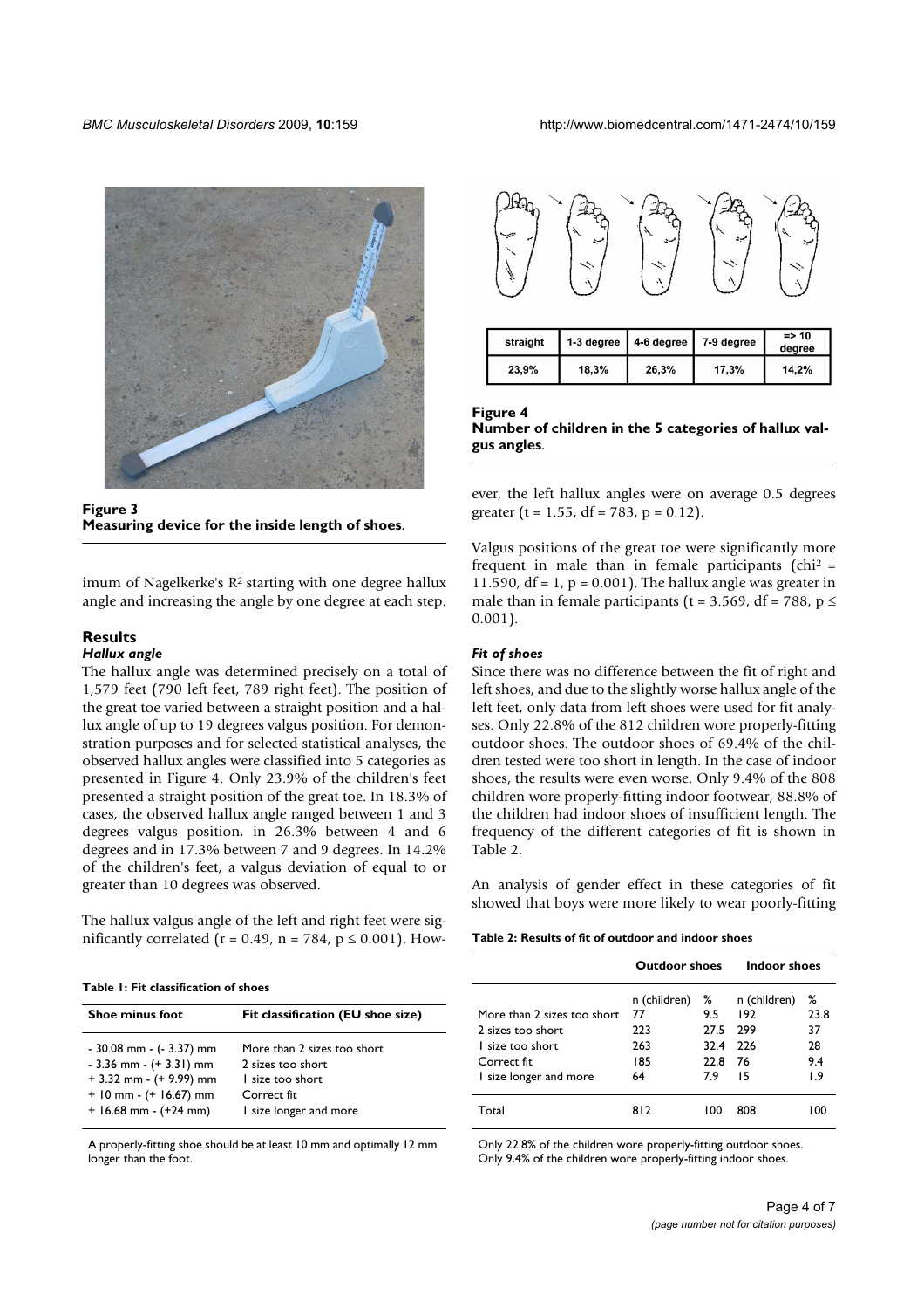Figure 3
**Measuring device for the inside length of shoes.**

imum of Nagelkerke's $R^2$ starting with one degree hallux angle and increasing the angle by one degree at each step.

## Results

### *Hallux angle*

The hallux angle was determined precisely on a total of 1,579 feet (790 left feet, 789 right feet). The position of the great toe varied between a straight position and a hallux angle of up to 19 degrees valgus position. For demonstration purposes and for selected statistical analyses, the observed hallux angles were classified into 5 categories as presented in Figure 4. Only 23.9% of the children's feet presented a straight position of the great toe. In 18.3% of cases, the observed hallux angle ranged between 1 and 3 degrees valgus position, in 26.3% between 4 and 6 degrees and in 17.3% between 7 and 9 degrees. In 14.2% of the children's feet, a valgus deviation of equal to or greater than 10 degrees was observed.

The hallux valgus angle of the left and right feet were significantly correlated ($r = 0.49$, $n = 784$, $p \leq 0.001$). However, the left hallux angles were on average 0.5 degrees greater ($t = 1.55$, $df = 783$, $p = 0.12$).

**Table 1: Fit classification of shoes**

| Shoe minus foot | Fit classification (EU shoe size) |
|---|---|
| - 30.08 mm - (- 3.37) mm | More than 2 sizes too short |
| - 3.36 mm - (+ 3.31) mm | 2 sizes too short |
| + 3.32 mm - (+ 9.99) mm | 1 size too short |
| + 10 mm - (+ 16.67) mm | Correct fit |
| + 16.68 mm - (+24 mm) | 1 size longer and more |

A properly-fitting shoe should be at least 10 mm and optimally 12 mm longer than the foot.

| straight | 1-3 degree | 4-6 degree | 7-9 degree | => 10 degree |
|---|---|---|---|---|
| 23,9% | 18,3% | 26,3% | 17,3% | 14,2% |

Figure 4
**Number of children in the 5 categories of hallux valgus angles.**

Valgus positions of the great toe were significantly more frequent in male than in female participants ($chi^2 = 11.590$, $df = 1$, $p = 0.001$). The hallux angle was greater in male than in female participants ($t = 3.569$, $df = 788$, $p \leq 0.001$).

### *Fit of shoes*

Since there was no difference between the fit of right and left shoes, and due to the slightly worse hallux angle of the left feet, only data from left shoes were used for fit analyses. Only 22.8% of the 812 children wore properly-fitting outdoor shoes. The outdoor shoes of 69.4% of the children tested were too short in length. In the case of indoor shoes, the results were even worse. Only 9.4% of the 808 children wore properly-fitting indoor footwear, 88.8% of the children had indoor shoes of insufficient length. The frequency of the different categories of fit is shown in Table 2.

An analysis of gender effect in these categories of fit showed that boys were more likely to wear poorly-fitting

**Table 2: Results of fit of outdoor and indoor shoes**

| | Outdoor shoes | | Indoor shoes | |
|---|---|---|---|---|
| | n (children) | % | n (children) | % |
| More than 2 sizes too short | 77 | 9.5 | 192 | 23.8 |
| 2 sizes too short | 223 | 27.5 | 299 | 37 |
| 1 size too short | 263 | 32.4 | 226 | 28 |
| Correct fit | 185 | 22.8 | 76 | 9.4 |
| 1 size longer and more | 64 | 7.9 | 15 | 1.9 |
| Total | 812 | 100 | 808 | 100 |

Only 22.8% of the children wore properly-fitting outdoor shoes.
Only 9.4% of the children wore properly-fitting indoor shoes.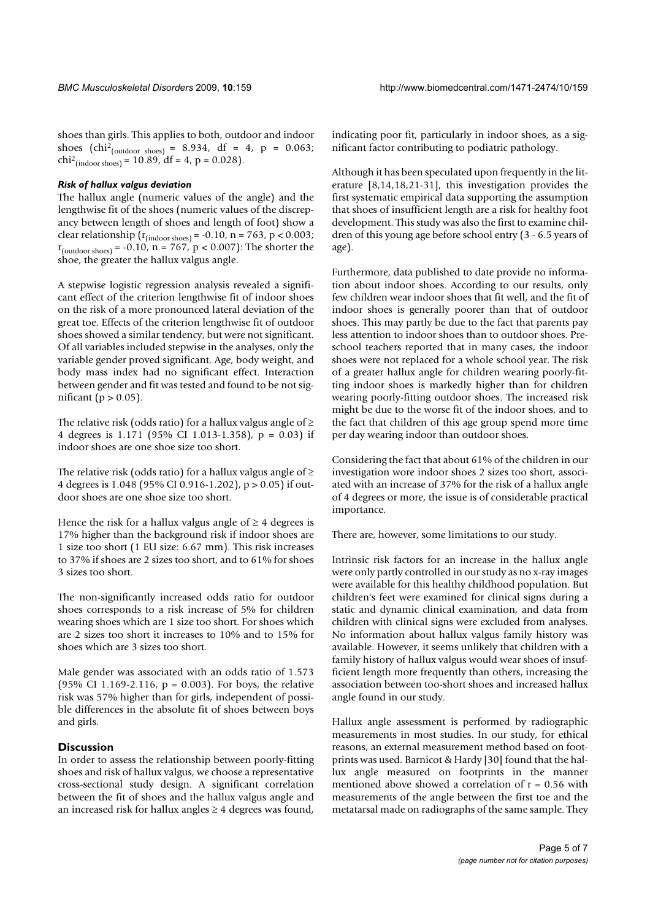shoes than girls. This applies to both, outdoor and indoor shoes ($chi^2_{(outdoor\ shoes)}$ = 8.934, df = 4, p = 0.063; $chi^2_{(indoor\ shoes)}$ = 10.89, df = 4, p = 0.028).

#### *Risk of hallux valgus deviation*

The hallux angle (numeric values of the angle) and the lengthwise fit of the shoes (numeric values of the discrepancy between length of shoes and length of foot) show a clear relationship ($r_{(indoor\ shoes)}$ = -0.10, n = 763, p < 0.003; $r_{(outdoor\ shoes)}$ = -0.10, n = 767, p < 0.007): The shorter the shoe, the greater the hallux valgus angle.

A stepwise logistic regression analysis revealed a significant effect of the criterion lengthwise fit of indoor shoes on the risk of a more pronounced lateral deviation of the great toe. Effects of the criterion lengthwise fit of outdoor shoes showed a similar tendency, but were not significant. Of all variables included stepwise in the analyses, only the variable gender proved significant. Age, body weight, and body mass index had no significant effect. Interaction between gender and fit was tested and found to be not significant ($p > 0.05$).

The relative risk (odds ratio) for a hallux valgus angle of ≥ 4 degrees is 1.171 (95% CI 1.013-1.358), p = 0.03) if indoor shoes are one shoe size too short.

The relative risk (odds ratio) for a hallux valgus angle of ≥ 4 degrees is 1.048 (95% CI 0.916-1.202), p > 0.05) if outdoor shoes are one shoe size too short.

Hence the risk for a hallux valgus angle of ≥ 4 degrees is 17% higher than the background risk if indoor shoes are 1 size too short (1 EU size: 6.67 mm). This risk increases to 37% if shoes are 2 sizes too short, and to 61% for shoes 3 sizes too short.

The non-significantly increased odds ratio for outdoor shoes corresponds to a risk increase of 5% for children wearing shoes which are 1 size too short. For shoes which are 2 sizes too short it increases to 10% and to 15% for shoes which are 3 sizes too short.

Male gender was associated with an odds ratio of 1.573 (95% CI 1.169-2.116, p = 0.003). For boys, the relative risk was 57% higher than for girls, independent of possible differences in the absolute fit of shoes between boys and girls.

## Discussion

In order to assess the relationship between poorly-fitting shoes and risk of hallux valgus, we choose a representative cross-sectional study design. A significant correlation between the fit of shoes and the hallux valgus angle and an increased risk for hallux angles ≥ 4 degrees was found, indicating poor fit, particularly in indoor shoes, as a significant factor contributing to podiatric pathology.

Although it has been speculated upon frequently in the literature [8,14,18,21-31], this investigation provides the first systematic empirical data supporting the assumption that shoes of insufficient length are a risk for healthy foot development. This study was also the first to examine children of this young age before school entry (3 - 6.5 years of age).

Furthermore, data published to date provide no information about indoor shoes. According to our results, only few children wear indoor shoes that fit well, and the fit of indoor shoes is generally poorer than that of outdoor shoes. This may partly be due to the fact that parents pay less attention to indoor shoes than to outdoor shoes. Preschool teachers reported that in many cases, the indoor shoes were not replaced for a whole school year. The risk of a greater hallux angle for children wearing poorly-fitting indoor shoes is markedly higher than for children wearing poorly-fitting outdoor shoes. The increased risk might be due to the worse fit of the indoor shoes, and to the fact that children of this age group spend more time per day wearing indoor than outdoor shoes.

Considering the fact that about 61% of the children in our investigation wore indoor shoes 2 sizes too short, associated with an increase of 37% for the risk of a hallux angle of 4 degrees or more, the issue is of considerable practical importance.

There are, however, some limitations to our study.

Intrinsic risk factors for an increase in the hallux angle were only partly controlled in our study as no x-ray images were available for this healthy childhood population. But children's feet were examined for clinical signs during a static and dynamic clinical examination, and data from children with clinical signs were excluded from analyses. No information about hallux valgus family history was available. However, it seems unlikely that children with a family history of hallux valgus would wear shoes of insufficient length more frequently than others, increasing the association between too-short shoes and increased hallux angle found in our study.

Hallux angle assessment is performed by radiographic measurements in most studies. In our study, for ethical reasons, an external measurement method based on footprints was used. Barnicot & Hardy [30] found that the hallux angle measured on footprints in the manner mentioned above showed a correlation of r = 0.56 with measurements of the angle between the first toe and the metatarsal made on radiographs of the same sample. They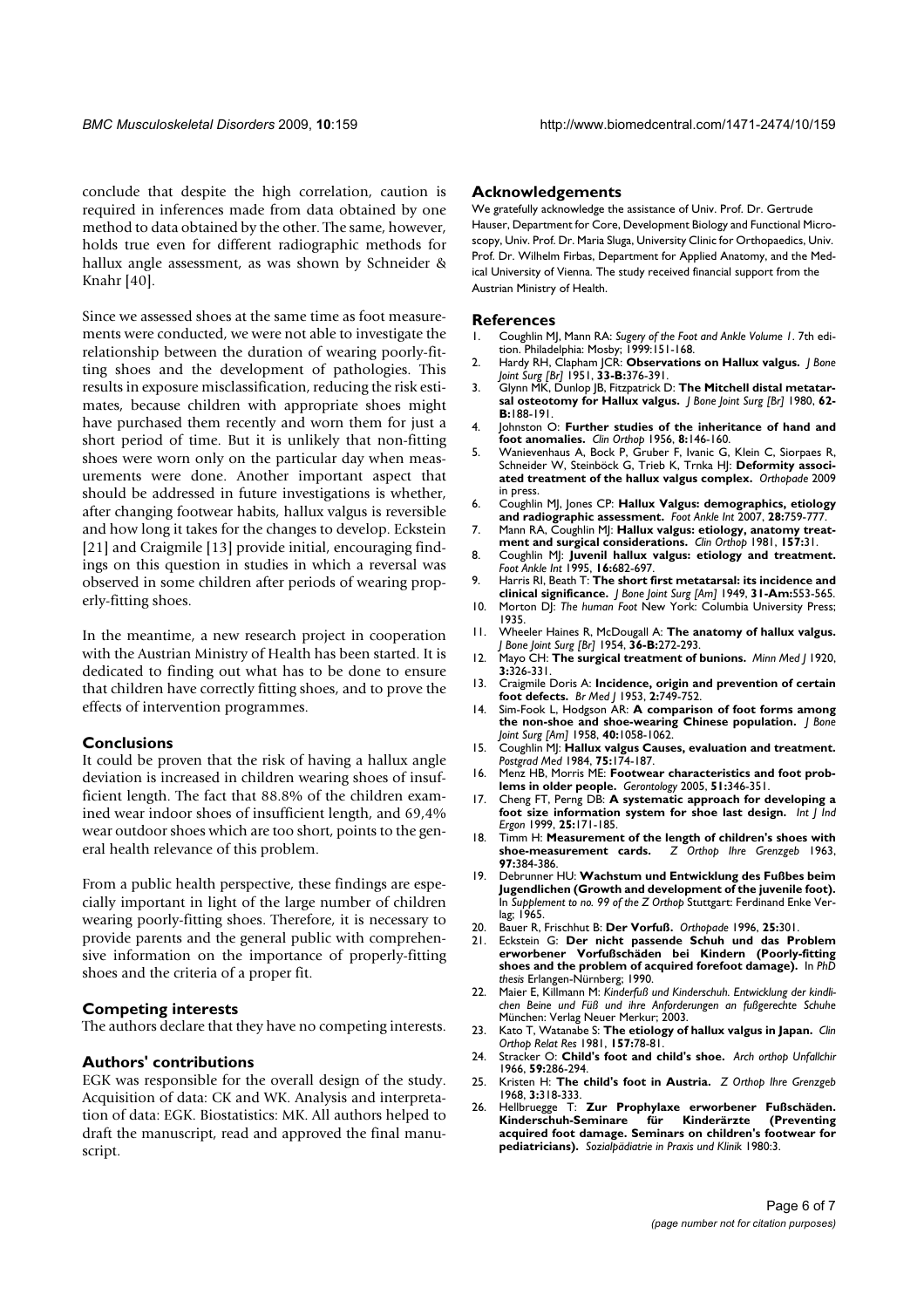conclude that despite the high correlation, caution is required in inferences made from data obtained by one method to data obtained by the other. The same, however, holds true even for different radiographic methods for hallux angle assessment, as was shown by Schneider & Knahr [40].

Since we assessed shoes at the same time as foot measurements were conducted, we were not able to investigate the relationship between the duration of wearing poorly-fitting shoes and the development of pathologies. This results in exposure misclassification, reducing the risk estimates, because children with appropriate shoes might have purchased them recently and worn them for just a short period of time. But it is unlikely that non-fitting shoes were worn only on the particular day when measurements were done. Another important aspect that should be addressed in future investigations is whether, after changing footwear habits, hallux valgus is reversible and how long it takes for the changes to develop. Eckstein [21] and Craigmile [13] provide initial, encouraging findings on this question in studies in which a reversal was observed in some children after periods of wearing properly-fitting shoes.

In the meantime, a new research project in cooperation with the Austrian Ministry of Health has been started. It is dedicated to finding out what has to be done to ensure that children have correctly fitting shoes, and to prove the effects of intervention programmes.

## Conclusions

It could be proven that the risk of having a hallux angle deviation is increased in children wearing shoes of insufficient length. The fact that 88.8% of the children examined wear indoor shoes of insufficient length, and 69,4% wear outdoor shoes which are too short, points to the general health relevance of this problem.

From a public health perspective, these findings are especially important in light of the large number of children wearing poorly-fitting shoes. Therefore, it is necessary to provide parents and the general public with comprehensive information on the importance of properly-fitting shoes and the criteria of a proper fit.

## Competing interests

The authors declare that they have no competing interests.

## Authors' contributions

EGK was responsible for the overall design of the study. Acquisition of data: CK and WK. Analysis and interpretation of data: EGK. Biostatistics: MK. All authors helped to draft the manuscript, read and approved the final manuscript.

## Acknowledgements

We gratefully acknowledge the assistance of Univ. Prof. Dr. Gertrude Hauser, Department for Core, Development Biology and Functional Microscopy, Univ. Prof. Dr. Maria Sluga, University Clinic for Orthopaedics, Univ. Prof. Dr. Wilhelm Firbas, Department for Applied Anatomy, and the Medical University of Vienna. The study received financial support from the Austrian Ministry of Health.

## References

1. Coughlin MJ, Mann RA: *Sugery of the Foot and Ankle Volume 1*. 7th edition. Philadelphia: Mosby; 1999:151-168.
2. Hardy RH, Clapham JCR: **Observations on Hallux valgus.** *J Bone Joint Surg [Br]* 1951, **33-B:**376-391.
3. Glynn MK, Dunlop JB, Fitzpatrick D: **The Mitchell distal metatarsal osteotomy for Hallux valgus.** *J Bone Joint Surg [Br]* 1980, **62-B:**188-191.
4. Johnston O: **Further studies of the inheritance of hand and foot anomalies.** *Clin Orthop* 1956, **8:**146-160.
5. Wanievenhaus A, Bock P, Gruber F, Ivanic G, Klein C, Siorpaes R, Schneider W, Steinböck G, Trieb K, Trnka HJ: **Deformity associated treatment of the hallux valgus complex.** *Orthopade* 2009 in press.
6. Coughlin MJ, Jones CP: **Hallux Valgus: demographics, etiology and radiographic assessment.** *Foot Ankle Int* 2007, **28:**759-777.
7. Mann RA, Coughlin MJ: **Hallux valgus: etiology, anatomy treatment and surgical considerations.** *Clin Orthop* 1981, **157:**31.
8. Coughlin MJ: **Juvenil hallux valgus: etiology and treatment.** *Foot Ankle Int* 1995, **16:**682-697.
9. Harris RI, Beath T: **The short first metatarsal: its incidence and clinical significance.** *J Bone Joint Surg [Am]* 1949, **31-Am:**553-565.
10. Morton DJ: *The human Foot* New York: Columbia University Press; 1935.
11. Wheeler Haines R, McDougall A: **The anatomy of hallux valgus.** *J Bone Joint Surg [Br]* 1954, **36-B:**272-293.
12. Mayo CH: **The surgical treatment of bunions.** *Minn Med J* 1920, **3:**326-331.
13. Craigmile Doris A: **Incidence, origin and prevention of certain foot defects.** *Br Med J* 1953, **2:**749-752.
14. Sim-Fook L, Hodgson AR: **A comparison of foot forms among the non-shoe and shoe-wearing Chinese population.** *J Bone Joint Surg [Am]* 1958, **40:**1058-1062.
15. Coughlin MJ: **Hallux valgus Causes, evaluation and treatment.** *Postgrad Med* 1984, **75:**174-187.
16. Menz HB, Morris ME: **Footwear characteristics and foot problems in older people.** *Gerontology* 2005, **51:**346-351.
17. Cheng FT, Perng DB: **A systematic approach for developing a foot size information system for shoe last design.** *Int J Ind Ergon* 1999, **25:**171-185.
18. Timm H: **Measurement of the length of children's shoes with shoe-measurement cards.** *Z Orthop Ihre Grenzgeb* 1963, **97:**384-386.
19. Debrunner HU: **Wachstum und Entwicklung des Fußbes beim Jugendlichen (Growth and development of the juvenile foot).** In *Supplement to no. 99 of the Z Orthop* Stuttgart: Ferdinand Enke Verlag; 1965.
20. Bauer R, Frischhut B: **Der Vorfuß.** *Orthopade* 1996, **25:**301.
21. Eckstein G: **Der nicht passende Schuh und das Problem erworbener Vorfußschäden bei Kindern (Poorly-fitting shoes and the problem of acquired forefoot damage).** In *PhD thesis* Erlangen-Nürnberg; 1990.
22. Maier E, Killmann M: *Kinderfuß und Kinderschuh. Entwicklung der kindlichen Beine und Füß und ihre Anforderungen an fußgerechte Schuhe* München: Verlag Neuer Merkur; 2003.
23. Kato T, Watanabe S: **The etiology of hallux valgus in Japan.** *Clin Orthop Relat Res* 1981, **157:**78-81.
24. Stracker O: **Child's foot and child's shoe.** *Arch orthop Unfallchir* 1966, **59:**286-294.
25. Kristen H: **The child's foot in Austria.** *Z Orthop Ihre Grenzgeb* 1968, **3:**318-333.
26. Hellbruegge T: **Zur Prophylaxe erworbener Fußschäden. Kinderschuh-Seminare für Kinderärzte (Preventing acquired foot damage. Seminars on children's footwear for pediatricians).** *Sozialpädiatrie in Praxis und Klinik* 1980:3.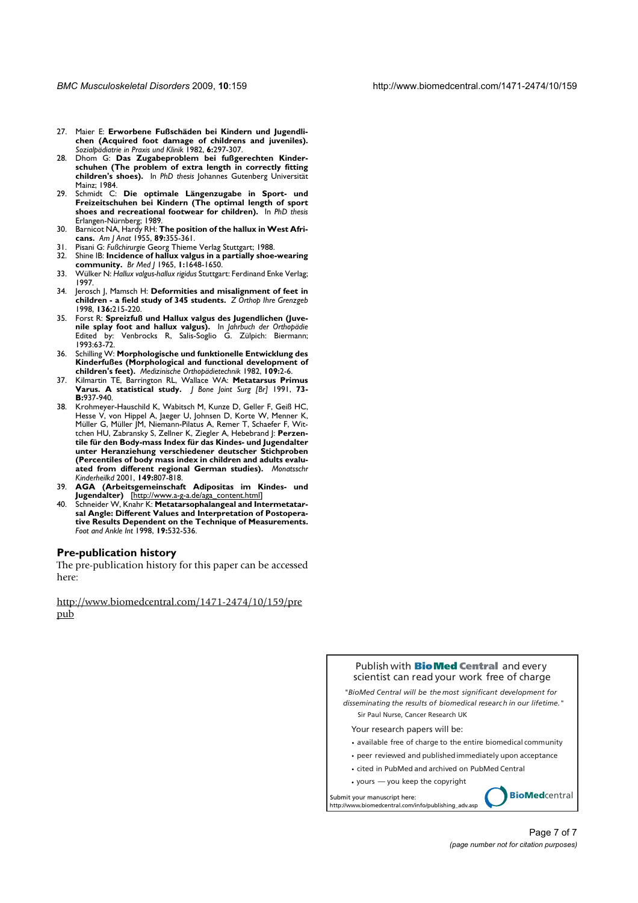27. Maier E: **Erworbene Fußschäden bei Kindern und Jugendlichen (Acquired foot damage of childrens and juveniles).** *Sozialpädiatrie in Praxis und Klinik* 1982, **6:**297-307.
28. Dhom G: **Das Zugabeproblem bei fußgerechten Kinderschuhen (The problem of extra length in correctly fitting children's shoes).** In *PhD thesis* Johannes Gutenberg Universität Mainz; 1984.
29. Schmidt C: **Die optimale Längenzugabe in Sport- und Freizeitschuhen bei Kindern (The optimal length of sport shoes and recreational footwear for children).** In *PhD thesis* Erlangen-Nürnberg; 1989.
30. Barnicot NA, Hardy RH: **The position of the hallux in West Africans.** *Am J Anat* 1955, **89:**355-361.
31. Pisani G: *Fußchirurgie* Georg Thieme Verlag Stuttgart; 1988.
32. Shine IB: **Incidence of hallux valgus in a partially shoe-wearing community.** *Br Med J* 1965, **1:**1648-1650.
33. Wülker N: *Hallux valgus-hallux rigidus* Stuttgart: Ferdinand Enke Verlag; 1997.
34. Jerosch J, Mamsch H: **Deformities and misalignment of feet in children - a field study of 345 students.** *Z Orthop Ihre Grenzgeb* 1998, **136:**215-220.
35. Forst R: **Spreizfuß und Hallux valgus des Jugendlichen (Juvenile splay foot and hallux valgus).** In *Jahrbuch der Orthopädie* Edited by: Venbrocks R, Salis-Soglio G. Zülpich: Biermann; 1993:63-72.
36. Schilling W: **Morphologische und funktionelle Entwicklung des Kinderfußes (Morphological and functional development of children's feet).** *Medizinische Orthopädietechnik* 1982, **109:**2-6.
37. Kilmartin TE, Barrington RL, Wallace WA: **Metatarsus Primus Varus. A statistical study.** *J Bone Joint Surg [Br]* 1991, **73-B:**937-940.
38. Krohmeyer-Hauschild K, Wabitsch M, Kunze D, Geller F, Geiß HC, Hesse V, von Hippel A, Jaeger U, Johnsen D, Korte W, Menner K, Müller G, Müller JM, Niemann-Pilatus A, Remer T, Schaefer F, Wittchen HU, Zabransky S, Zellner K, Ziegler A, Hebebrand J: **Perzentile für den Body-mass Index für das Kindes- und Jugendalter unter Heranziehung verschiedener deutscher Stichproben (Percentiles of body mass index in children and adults evaluated from different regional German studies).** *Monatsschr Kinderheilkd* 2001, **149:**807-818.
39. **AGA (Arbeitsgemeinschaft Adipositas im Kindes- und Jugendalter)** [http://www.a-g-a.de/aga_content.html]
40. Schneider W, Knahr K: **Metatarsophalangeal and Intermetatarsal Angle: Different Values and Interpretation of Postoperative Results Dependent on the Technique of Measurements.** *Foot and Ankle Int* 1998, **19:**532-536.

## Pre-publication history

The pre-publication history for this paper can be accessed here:

http://www.biomedcentral.com/1471-2474/10/159/prepub

Publish with **BioMed Central** and every scientist can read your work free of charge

*"BioMed Central will be the most significant development for disseminating the results of biomedical research in our lifetime."*
Sir Paul Nurse, Cancer Research UK

Your research papers will be:

- available free of charge to the entire biomedical community
- peer reviewed and published immediately upon acceptance
- cited in PubMed and archived on PubMed Central
- yours — you keep the copyright

Submit your manuscript here:
http://www.biomedcentral.com/info/publishing_adv.asp

BioMedcentral